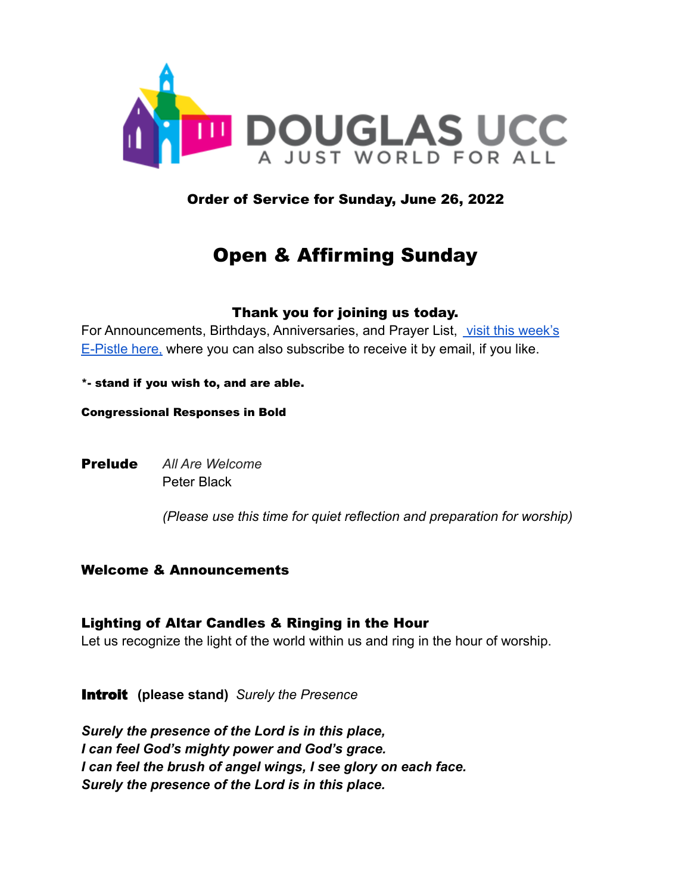DOUGLAS UCC
A JUST WORLD FOR ALL

**Order of Service for Sunday, June 26, 2022**

# Open & Affirming Sunday

**Thank you for joining us today.**

For Announcements, Birthdays, Anniversaries, and Prayer List, visit this week's E-Pistle here, where you can also subscribe to receive it by email, if you like.

**\*- stand if you wish to, and are able.**

**Congressional Responses in Bold**

**Prelude** *All Are Welcome*
Peter Black

*(Please use this time for quiet reflection and preparation for worship)*

**Welcome & Announcements**

**Lighting of Altar Candles & Ringing in the Hour**

Let us recognize the light of the world within us and ring in the hour of worship.

**Introit (please stand)** *Surely the Presence*

***Surely the presence of the Lord is in this place,***
***I can feel God's mighty power and God's grace.***
***I can feel the brush of angel wings, I see glory on each face.***
***Surely the presence of the Lord is in this place.***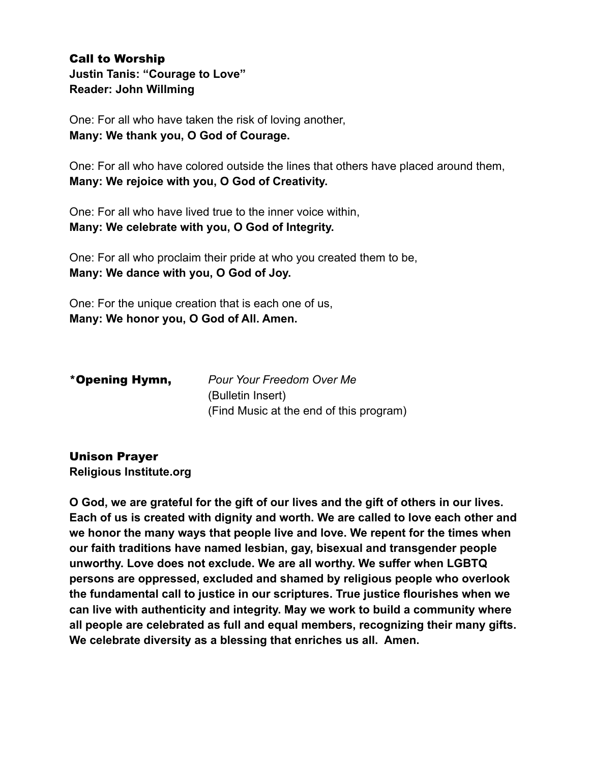## Call to Worship

**Justin Tanis: "Courage to Love"**
**Reader: John Willming**

One: For all who have taken the risk of loving another,
**Many: We thank you, O God of Courage.**

One: For all who have colored outside the lines that others have placed around them,
**Many: We rejoice with you, O God of Creativity.**

One: For all who have lived true to the inner voice within,
**Many: We celebrate with you, O God of Integrity.**

One: For all who proclaim their pride at who you created them to be,
**Many: We dance with you, O God of Joy.**

One: For the unique creation that is each one of us,
**Many: We honor you, O God of All. Amen.**

## *Opening Hymn,

*Pour Your Freedom Over Me*
(Bulletin Insert)
(Find Music at the end of this program)

## Unison Prayer

**Religious Institute.org**

**O God, we are grateful for the gift of our lives and the gift of others in our lives. Each of us is created with dignity and worth. We are called to love each other and we honor the many ways that people live and love. We repent for the times when our faith traditions have named lesbian, gay, bisexual and transgender people unworthy. Love does not exclude. We are all worthy. We suffer when LGBTQ persons are oppressed, excluded and shamed by religious people who overlook the fundamental call to justice in our scriptures. True justice flourishes when we can live with authenticity and integrity. May we work to build a community where all people are celebrated as full and equal members, recognizing their many gifts. We celebrate diversity as a blessing that enriches us all. Amen.**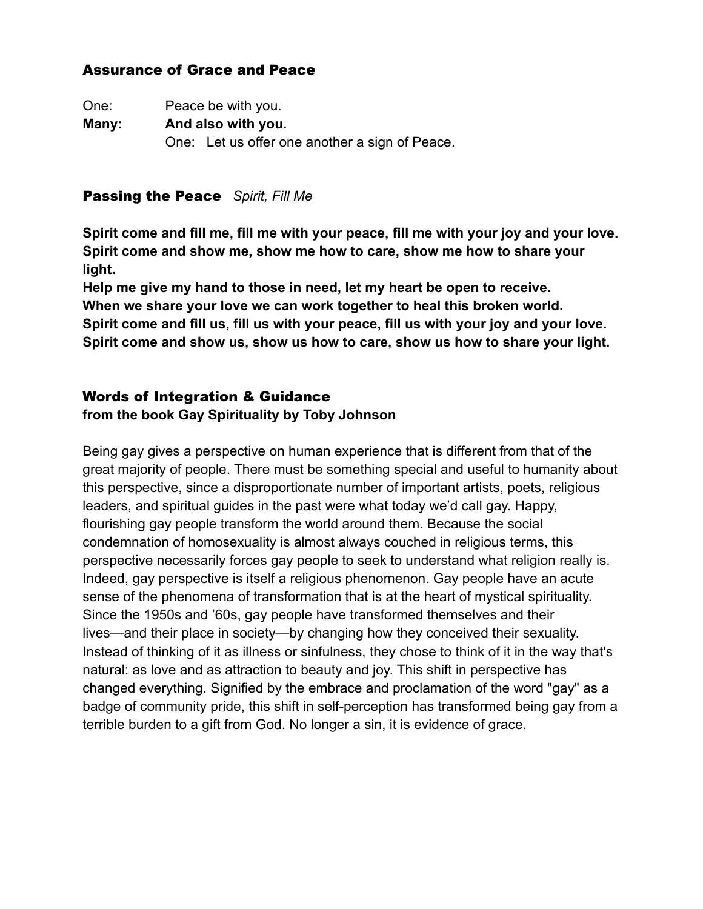### Assurance of Grace and Peace

One: Peace be with you.
**Many: And also with you.**
One: Let us offer one another a sign of Peace.

### Passing the Peace *Spirit, Fill Me*

**Spirit come and fill me, fill me with your peace, fill me with your joy and your love.**
**Spirit come and show me, show me how to care, show me how to share your light.**
**Help me give my hand to those in need, let my heart be open to receive.**
**When we share your love we can work together to heal this broken world.**
**Spirit come and fill us, fill us with your peace, fill us with your joy and your love.**
**Spirit come and show us, show us how to care, show us how to share your light.**

### Words of Integration & Guidance
**from the book Gay Spirituality by Toby Johnson**

Being gay gives a perspective on human experience that is different from that of the great majority of people. There must be something special and useful to humanity about this perspective, since a disproportionate number of important artists, poets, religious leaders, and spiritual guides in the past were what today we'd call gay. Happy, flourishing gay people transform the world around them. Because the social condemnation of homosexuality is almost always couched in religious terms, this perspective necessarily forces gay people to seek to understand what religion really is. Indeed, gay perspective is itself a religious phenomenon. Gay people have an acute sense of the phenomena of transformation that is at the heart of mystical spirituality. Since the 1950s and '60s, gay people have transformed themselves and their lives—and their place in society—by changing how they conceived their sexuality. Instead of thinking of it as illness or sinfulness, they chose to think of it in the way that's natural: as love and as attraction to beauty and joy. This shift in perspective has changed everything. Signified by the embrace and proclamation of the word "gay" as a badge of community pride, this shift in self-perception has transformed being gay from a terrible burden to a gift from God. No longer a sin, it is evidence of grace.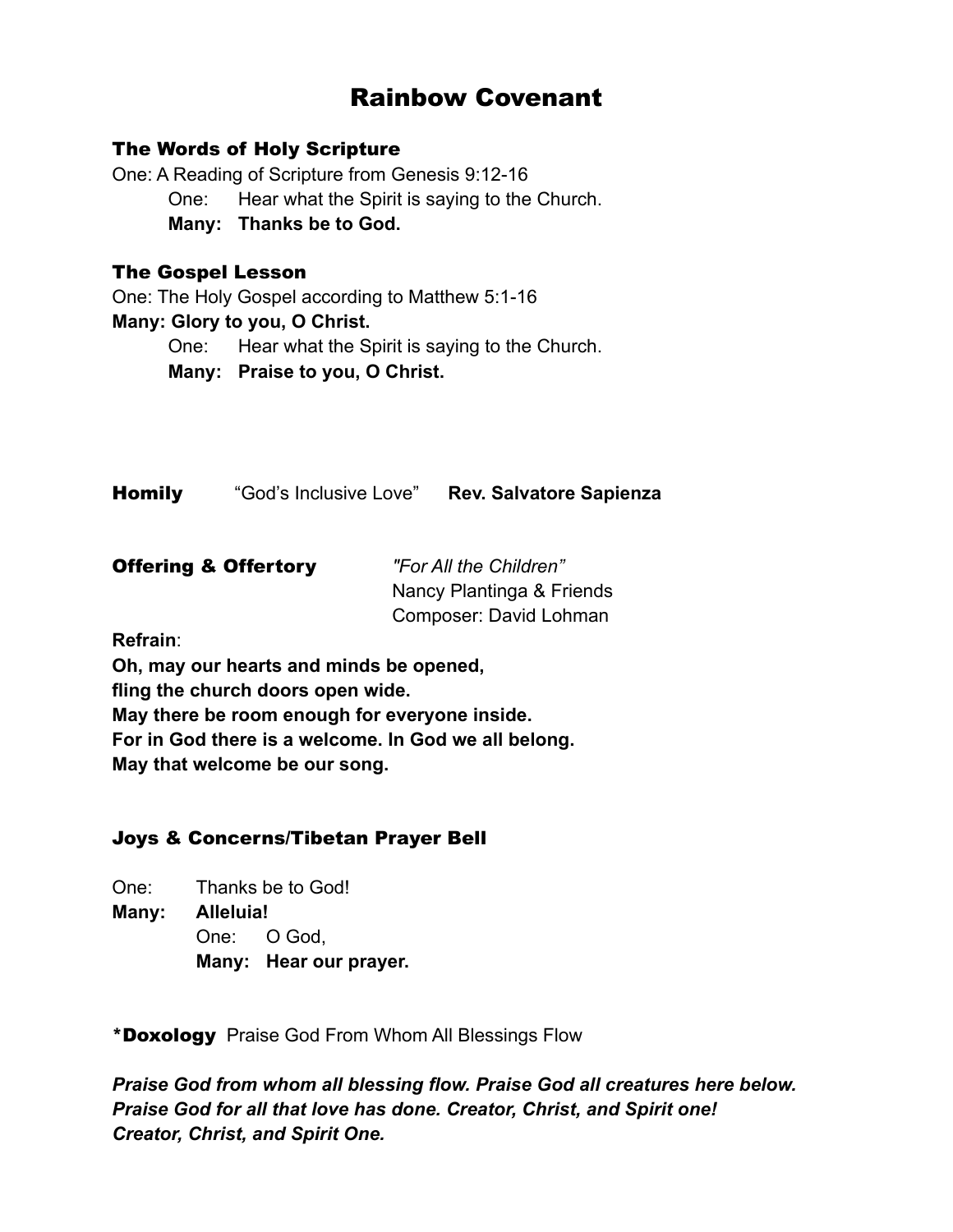# Rainbow Covenant

## The Words of Holy Scripture

One: A Reading of Scripture from Genesis 9:12-16

One: Hear what the Spirit is saying to the Church.
**Many: Thanks be to God.**

## The Gospel Lesson

One: The Holy Gospel according to Matthew 5:1-16
**Many: Glory to you, O Christ.**

One: Hear what the Spirit is saying to the Church.
**Many: Praise to you, O Christ.**

**Homily** “God’s Inclusive Love” **Rev. Salvatore Sapienza**

**Offering & Offertory** *"For All the Children”*
Nancy Plantinga & Friends
Composer: David Lohman

**Refrain**:

**Oh, may our hearts and minds be opened,**
**fling the church doors open wide.**
**May there be room enough for everyone inside.**
**For in God there is a welcome. In God we all belong.**
**May that welcome be our song.**

## Joys & Concerns/Tibetan Prayer Bell

One: Thanks be to God!
**Many: Alleluia!**

One: O God,
**Many: Hear our prayer.**

***Doxology** Praise God From Whom All Blessings Flow

***Praise God from whom all blessing flow. Praise God all creatures here below.***
***Praise God for all that love has done. Creator, Christ, and Spirit one!***
***Creator, Christ, and Spirit One.***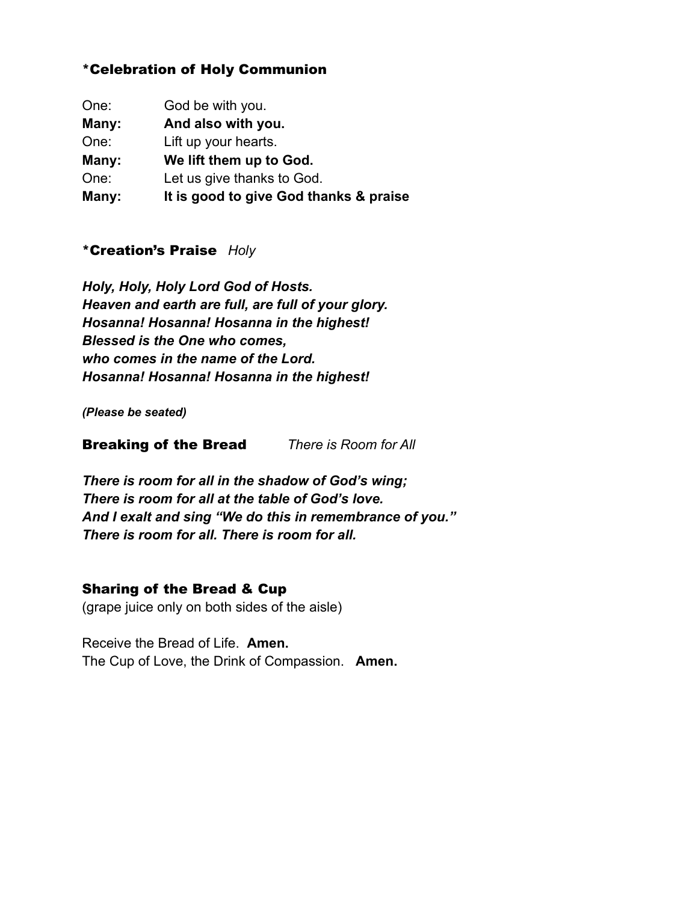## *Celebration of Holy Communion

One: God be with you.
**Many: And also with you.**
One: Lift up your hearts.
**Many: We lift them up to God.**
One: Let us give thanks to God.
**Many: It is good to give God thanks & praise**

## *Creation's Praise *Holy*

***Holy, Holy, Holy Lord God of Hosts.***
***Heaven and earth are full, are full of your glory.***
***Hosanna! Hosanna! Hosanna in the highest!***
***Blessed is the One who comes,***
***who comes in the name of the Lord.***
***Hosanna! Hosanna! Hosanna in the highest!***

***(Please be seated)***

## Breaking of the Bread *There is Room for All*

***There is room for all in the shadow of God's wing;***
***There is room for all at the table of God's love.***
***And I exalt and sing "We do this in remembrance of you."***
***There is room for all. There is room for all.***

## Sharing of the Bread & Cup

(grape juice only on both sides of the aisle)

Receive the Bread of Life. **Amen.**
The Cup of Love, the Drink of Compassion. **Amen.**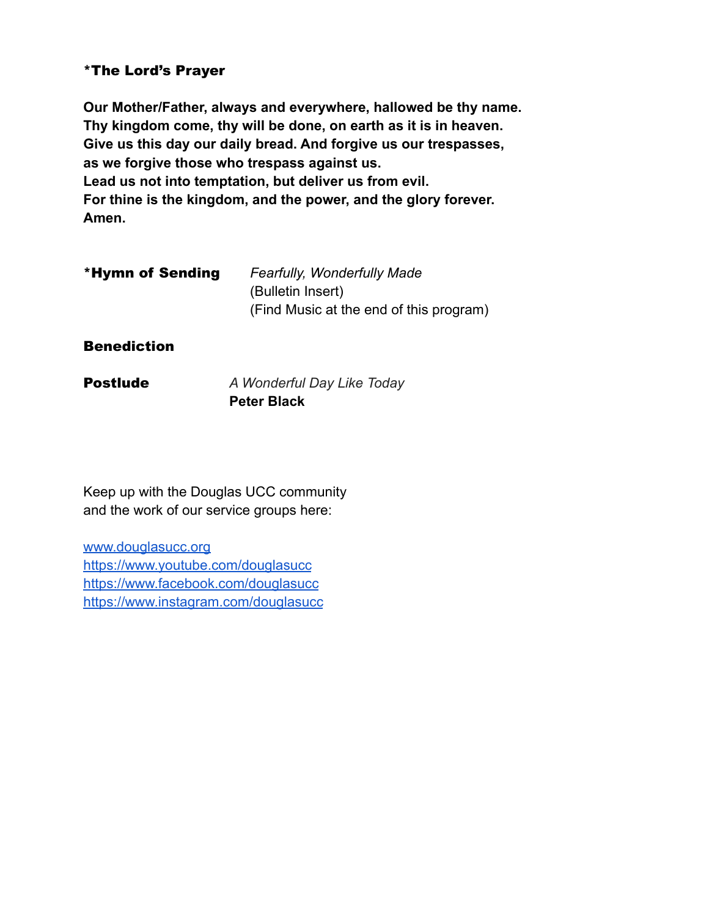**\*The Lord's Prayer**

**Our Mother/Father, always and everywhere, hallowed be thy name.
Thy kingdom come, thy will be done, on earth as it is in heaven.
Give us this day our daily bread. And forgive us our trespasses,
as we forgive those who trespass against us.
Lead us not into temptation, but deliver us from evil.
For thine is the kingdom, and the power, and the glory forever.
Amen.**

**\*Hymn of Sending** *Fearfully, Wonderfully Made*
(Bulletin Insert)
(Find Music at the end of this program)

**Benediction**

**Postlude** *A Wonderful Day Like Today*
**Peter Black**

Keep up with the Douglas UCC community
and the work of our service groups here:

[www.douglasucc.org](http://www.douglasucc.org)
[https://www.youtube.com/douglasucc](https://www.youtube.com/douglasucc)
[https://www.facebook.com/douglasucc](https://www.facebook.com/douglasucc)
[https://www.instagram.com/douglasucc](https://www.instagram.com/douglasucc)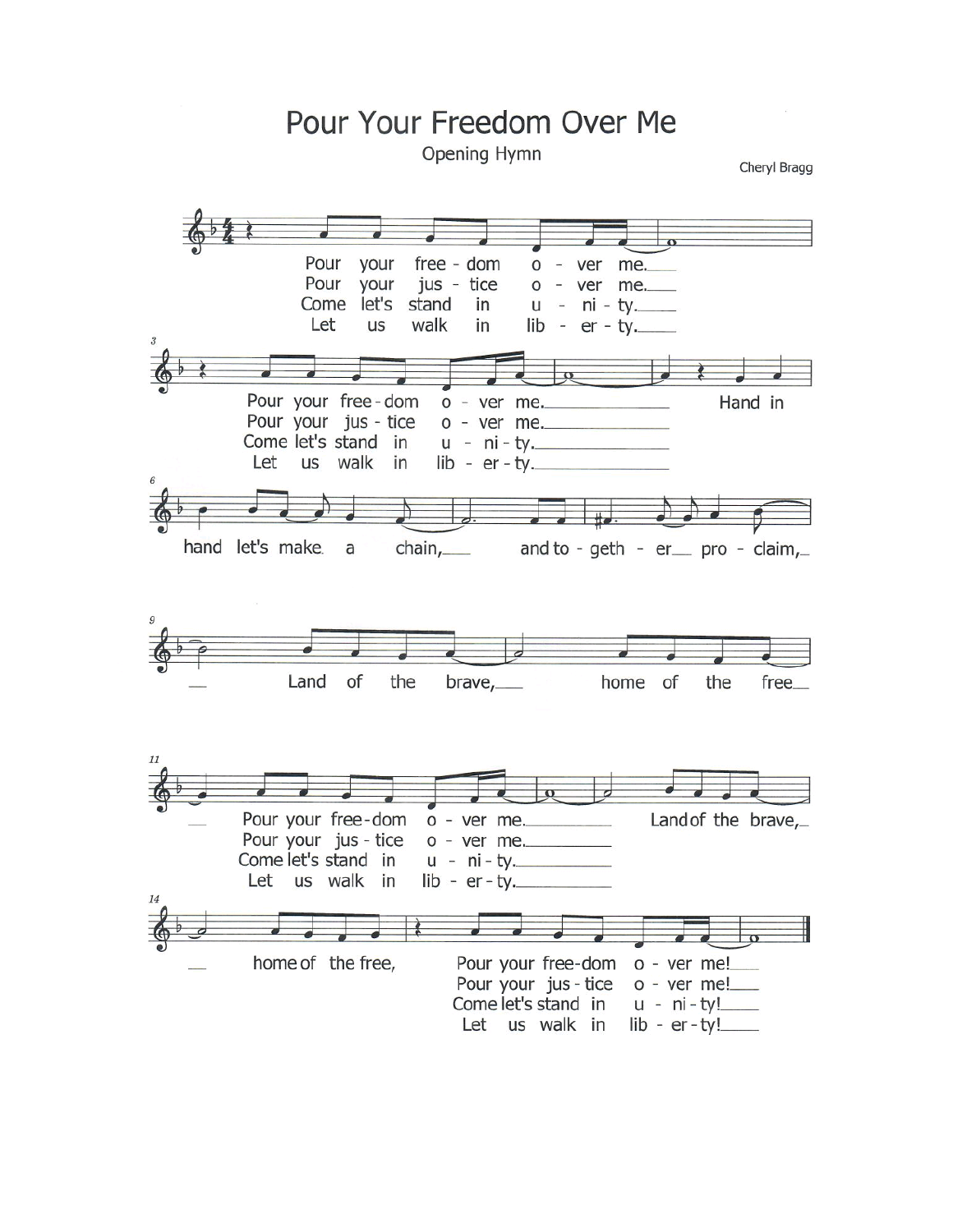# Pour Your Freedom Over Me

Opening Hymn

Cheryl Bragg

Pour your free - dom o - ver me.
Pour your jus - tice o - ver me.
Come let's stand in u - ni - ty.
Let us walk in lib - er - ty.

Pour your free - dom o - ver me.
Pour your jus - tice o - ver me.
Come let's stand in u - ni - ty.
Let us walk in lib - er - ty.

Hand in hand let's make a chain, and to - geth - er pro - claim,

Land of the brave, home of the free

Pour your free-dom o - ver me.
Pour your jus - tice o - ver me.
Come let's stand in u - ni - ty.
Let us walk in lib - er - ty.

Land of the brave, home of the free,

Pour your free-dom o - ver me!
Pour your jus - tice o - ver me!
Come let's stand in u - ni - ty!
Let us walk in lib - er - ty!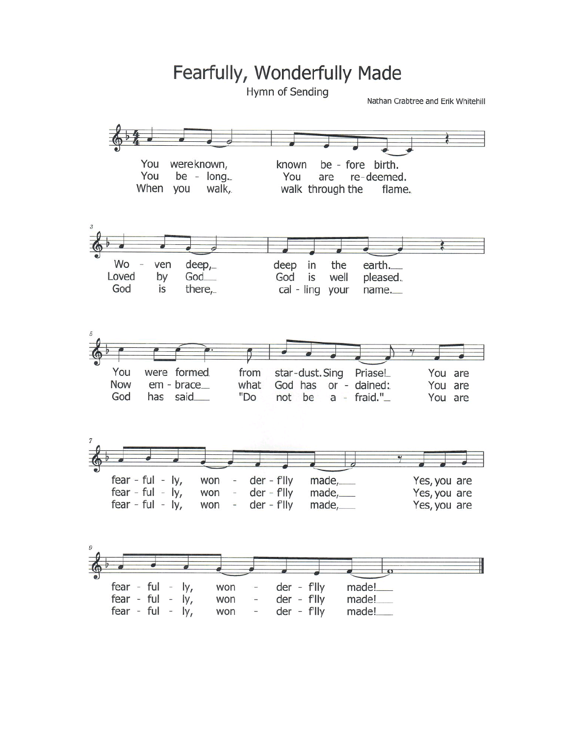# Fearfully, Wonderfully Made

Hymn of Sending

Nathan Crabtree and Erik Whitehill

You were known, known be - fore birth.
You be - long. You are re - deemed.
When you walk, walk through the flame.

Wo - ven deep, deep in the earth.
Loved by God God is well pleased.
God is there, cal - ling your name.

You were formed from star - dust. Sing Priase! You are
Now em - brace what God has or - dained: You are
God has said "Do not be a - fraid." You are

fear - ful - ly, won - der - f'lly made, Yes, you are
fear - ful - ly, won - der - f'lly made, Yes, you are
fear - ful - ly, won - der - f'lly made, Yes, you are

fear - ful - ly, won - der - f'lly made!
fear - ful - ly, won - der - f'lly made!
fear - ful - ly, won - der - f'lly made!